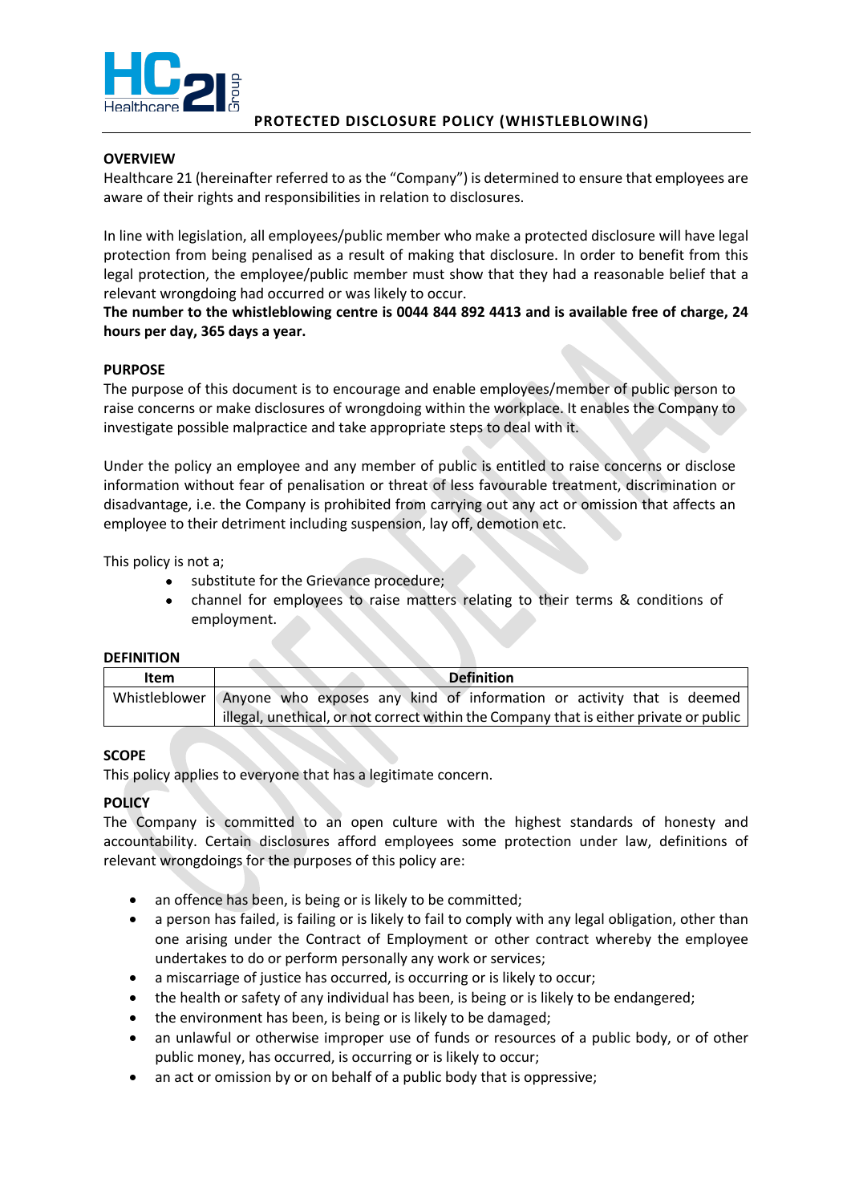# PROTECTED DISCLOSURE POLICY (WHISTLEBLOWING)

## OVERVIEW

Healthcare 21 (hereinafter referred to as the "Company") is determined to ensure that employees are aware of their rights and responsibilities in relation to disclosures.

In line with legislation, all employees/public member who make a protected disclosure will have legal protection from being penalised as a result of making that disclosure. In order to benefit from this legal protection, the employee/public member must show that they had a reasonable belief that a relevant wrongdoing had occurred or was likely to occur.

**The number to the whistleblowing centre is 0044 844 892 4413 and is available free of charge, 24 hours per day, 365 days a year.**

## PURPOSE

The purpose of this document is to encourage and enable employees/member of public person to raise concerns or make disclosures of wrongdoing within the workplace. It enables the Company to investigate possible malpractice and take appropriate steps to deal with it.

Under the policy an employee and any member of public is entitled to raise concerns or disclose information without fear of penalisation or threat of less favourable treatment, discrimination or disadvantage, i.e. the Company is prohibited from carrying out any act or omission that affects an employee to their detriment including suspension, lay off, demotion etc.

This policy is not a;

- substitute for the Grievance procedure;
- channel for employees to raise matters relating to their terms & conditions of employment.

## DEFINITION

| Item | Definition |
|---|---|
| Whistleblower | Anyone who exposes any kind of information or activity that is deemed illegal, unethical, or not correct within the Company that is either private or public |

## SCOPE

This policy applies to everyone that has a legitimate concern.

## POLICY

The Company is committed to an open culture with the highest standards of honesty and accountability. Certain disclosures afford employees some protection under law, definitions of relevant wrongdoings for the purposes of this policy are:

- an offence has been, is being or is likely to be committed;
- a person has failed, is failing or is likely to fail to comply with any legal obligation, other than one arising under the Contract of Employment or other contract whereby the employee undertakes to do or perform personally any work or services;
- a miscarriage of justice has occurred, is occurring or is likely to occur;
- the health or safety of any individual has been, is being or is likely to be endangered;
- the environment has been, is being or is likely to be damaged;
- an unlawful or otherwise improper use of funds or resources of a public body, or of other public money, has occurred, is occurring or is likely to occur;
- an act or omission by or on behalf of a public body that is oppressive;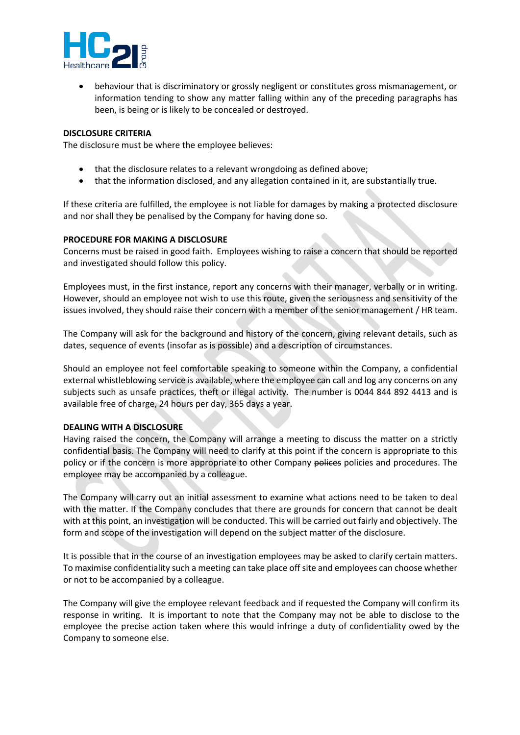- behaviour that is discriminatory or grossly negligent or constitutes gross mismanagement, or information tending to show any matter falling within any of the preceding paragraphs has been, is being or is likely to be concealed or destroyed.

**DISCLOSURE CRITERIA**

The disclosure must be where the employee believes:

- that the disclosure relates to a relevant wrongdoing as defined above;
- that the information disclosed, and any allegation contained in it, are substantially true.

If these criteria are fulfilled, the employee is not liable for damages by making a protected disclosure and nor shall they be penalised by the Company for having done so.

**PROCEDURE FOR MAKING A DISCLOSURE**

Concerns must be raised in good faith. Employees wishing to raise a concern that should be reported and investigated should follow this policy.

Employees must, in the first instance, report any concerns with their manager, verbally or in writing. However, should an employee not wish to use this route, given the seriousness and sensitivity of the issues involved, they should raise their concern with a member of the senior management / HR team.

The Company will ask for the background and history of the concern, giving relevant details, such as dates, sequence of events (insofar as is possible) and a description of circumstances.

Should an employee not feel comfortable speaking to someone within the Company, a confidential external whistleblowing service is available, where the employee can call and log any concerns on any subjects such as unsafe practices, theft or illegal activity. The number is 0044 844 892 4413 and is available free of charge, 24 hours per day, 365 days a year.

**DEALING WITH A DISCLOSURE**

Having raised the concern, the Company will arrange a meeting to discuss the matter on a strictly confidential basis. The Company will need to clarify at this point if the concern is appropriate to this policy or if the concern is more appropriate to other Company ~~polices~~ policies and procedures. The employee may be accompanied by a colleague.

The Company will carry out an initial assessment to examine what actions need to be taken to deal with the matter. If the Company concludes that there are grounds for concern that cannot be dealt with at this point, an investigation will be conducted. This will be carried out fairly and objectively. The form and scope of the investigation will depend on the subject matter of the disclosure.

It is possible that in the course of an investigation employees may be asked to clarify certain matters. To maximise confidentiality such a meeting can take place off site and employees can choose whether or not to be accompanied by a colleague.

The Company will give the employee relevant feedback and if requested the Company will confirm its response in writing. It is important to note that the Company may not be able to disclose to the employee the precise action taken where this would infringe a duty of confidentiality owed by the Company to someone else.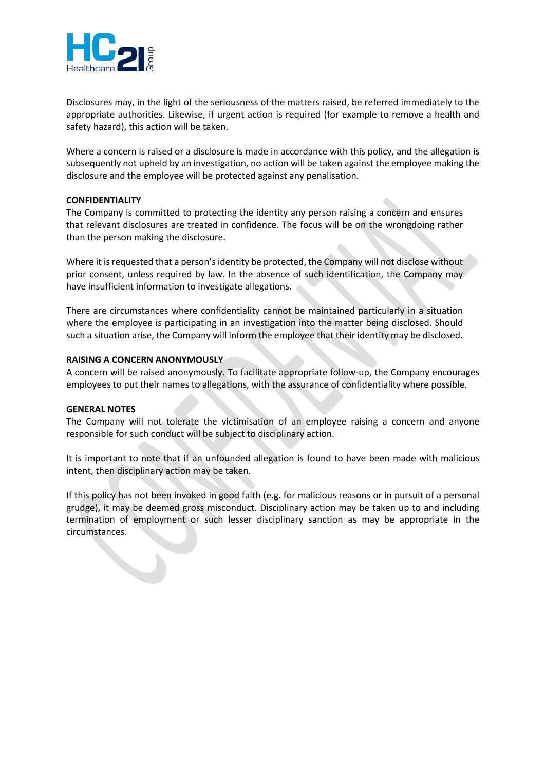Disclosures may, in the light of the seriousness of the matters raised, be referred immediately to the appropriate authorities. Likewise, if urgent action is required (for example to remove a health and safety hazard), this action will be taken.

Where a concern is raised or a disclosure is made in accordance with this policy, and the allegation is subsequently not upheld by an investigation, no action will be taken against the employee making the disclosure and the employee will be protected against any penalisation.

**CONFIDENTIALITY**

The Company is committed to protecting the identity any person raising a concern and ensures that relevant disclosures are treated in confidence. The focus will be on the wrongdoing rather than the person making the disclosure.

Where it is requested that a person's identity be protected, the Company will not disclose without prior consent, unless required by law. In the absence of such identification, the Company may have insufficient information to investigate allegations.

There are circumstances where confidentiality cannot be maintained particularly in a situation where the employee is participating in an investigation into the matter being disclosed. Should such a situation arise, the Company will inform the employee that their identity may be disclosed.

**RAISING A CONCERN ANONYMOUSLY**

A concern will be raised anonymously. To facilitate appropriate follow-up, the Company encourages employees to put their names to allegations, with the assurance of confidentiality where possible.

**GENERAL NOTES**

The Company will not tolerate the victimisation of an employee raising a concern and anyone responsible for such conduct will be subject to disciplinary action.

It is important to note that if an unfounded allegation is found to have been made with malicious intent, then disciplinary action may be taken.

If this policy has not been invoked in good faith (e.g. for malicious reasons or in pursuit of a personal grudge), it may be deemed gross misconduct. Disciplinary action may be taken up to and including termination of employment or such lesser disciplinary sanction as may be appropriate in the circumstances.